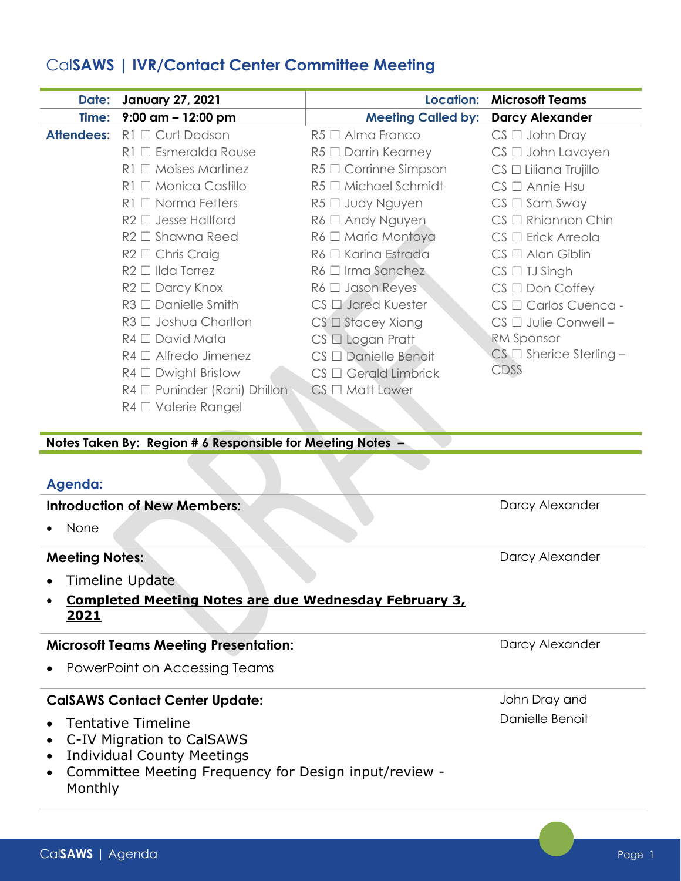# CalSAWS | IVR/Contact Center Committee Meeting

| | | | |
|---|---|---|---|
| **Date:** | **January 27, 2021** | **Location:** | **Microsoft Teams** |
| **Time:** | **9:00 am – 12:00 pm** | **Meeting Called by:** | **Darcy Alexander** |

**Attendees:**

| | | |
|---|---|---|
| R1 ☐ Curt Dodson | R5 ☐ Alma Franco | CS ☐ John Dray |
| R1 ☐ Esmeralda Rouse | R5 ☐ Darrin Kearney | CS ☐ John Lavayen |
| R1 ☐ Moises Martinez | R5 ☐ Corrinne Simpson | CS ☐ Liliana Trujillo |
| R1 ☐ Monica Castillo | R5 ☐ Michael Schmidt | CS ☐ Annie Hsu |
| R1 ☐ Norma Fetters | R5 ☐ Judy Nguyen | CS ☐ Sam Sway |
| R2 ☐ Jesse Hallford | R6 ☐ Andy Nguyen | CS ☐ Rhiannon Chin |
| R2 ☐ Shawna Reed | R6 ☐ Maria Montoya | CS ☐ Erick Arreola |
| R2 ☐ Chris Craig | R6 ☐ Karina Estrada | CS ☐ Alan Giblin |
| R2 ☐ Ilda Torrez | R6 ☐ Irma Sanchez | CS ☐ TJ Singh |
| R2 ☐ Darcy Knox | R6 ☐ Jason Reyes | CS ☐ Don Coffey |
| R3 ☐ Danielle Smith | CS ☐ Jared Kuester | CS ☐ Carlos Cuenca - |
| R3 ☐ Joshua Charlton | CS ☐ Stacey Xiong | CS ☐ Julie Conwell – RM Sponsor |
| R4 ☐ David Mata | CS ☐ Logan Pratt | CS ☐ Sherice Sterling – CDSS |
| R4 ☐ Alfredo Jimenez | CS ☐ Danielle Benoit | |
| R4 ☐ Dwight Bristow | CS ☐ Gerald Limbrick | |
| R4 ☐ Puninder (Roni) Dhillon | CS ☐ Matt Lower | |
| R4 ☐ Valerie Rangel | | |

**Notes Taken By: Region # 6 Responsible for Meeting Notes –**

## Agenda:

### Introduction of New Members: — Darcy Alexander

- None

### Meeting Notes: — Darcy Alexander

- Timeline Update
- **Completed Meeting Notes are due Wednesday February 3, 2021**

### Microsoft Teams Meeting Presentation: — Darcy Alexander

- PowerPoint on Accessing Teams

### CalSAWS Contact Center Update: — John Dray and Danielle Benoit

- Tentative Timeline
- C-IV Migration to CalSAWS
- Individual County Meetings
- Committee Meeting Frequency for Design input/review - Monthly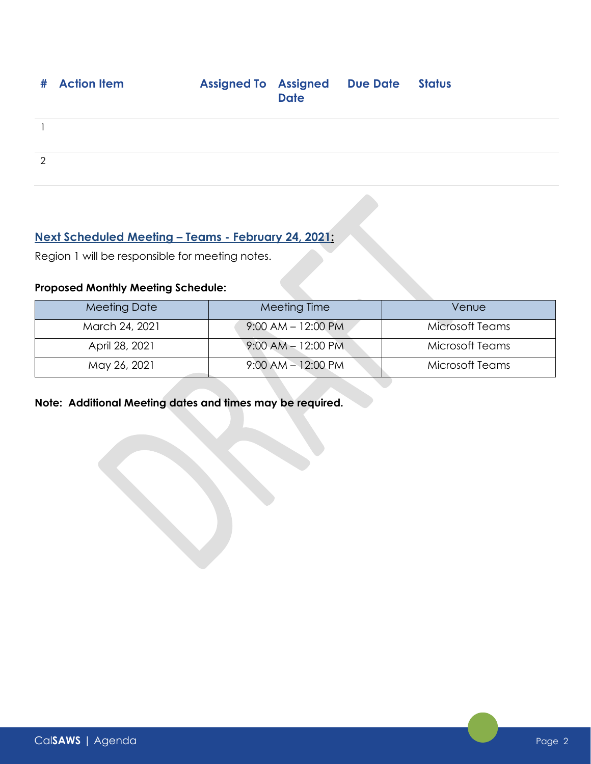| # | Action Item | Assigned To | Assigned Date | Due Date | Status |
|---|---|---|---|---|---|
| 1 | | | | | |
| 2 | | | | | |

## Next Scheduled Meeting – Teams - February 24, 2021:

Region 1 will be responsible for meeting notes.

**Proposed Monthly Meeting Schedule:**

| Meeting Date | Meeting Time | Venue |
|---|---|---|
| March 24, 2021 | 9:00 AM – 12:00 PM | Microsoft Teams |
| April 28, 2021 | 9:00 AM – 12:00 PM | Microsoft Teams |
| May 26, 2021 | 9:00 AM – 12:00 PM | Microsoft Teams |

**Note: Additional Meeting dates and times may be required.**